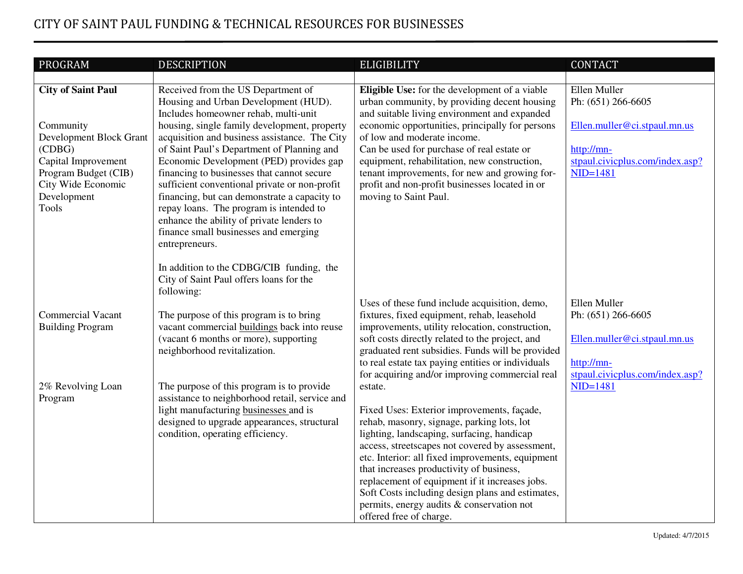# CITY OF SAINT PAUL FUNDING & TECHNICAL RESOURCES FOR BUSINESSES

| PROGRAM | DESCRIPTION | ELIGIBILITY | CONTACT |
|---|---|---|---|
| **City of Saint Paul**<br><br>Community Development Block Grant (CDBG)<br>Capital Improvement Program Budget (CIB)<br>City Wide Economic Development Tools | Received from the US Department of Housing and Urban Development (HUD). Includes homeowner rehab, multi-unit housing, single family development, property acquisition and business assistance. The City of Saint Paul's Department of Planning and Economic Development (PED) provides gap financing to businesses that cannot secure sufficient conventional private or non-profit financing, but can demonstrate a capacity to repay loans. The program is intended to enhance the ability of private lenders to finance small businesses and emerging entrepreneurs.<br><br>In addition to the CDBG/CIB funding, the City of Saint Paul offers loans for the following: | **Eligible Use:** for the development of a viable urban community, by providing decent housing and suitable living environment and expanded economic opportunities, principally for persons of low and moderate income.<br>Can be used for purchase of real estate or equipment, rehabilitation, new construction, tenant improvements, for new and growing for-profit and non-profit businesses located in or moving to Saint Paul. | Ellen Muller<br>Ph: (651) 266-6605<br><br>Ellen.muller@ci.stpaul.mn.us<br><br>http://mn-stpaul.civicplus.com/index.asp?NID=1481 |
| Commercial Vacant Building Program | The purpose of this program is to bring vacant commercial buildings back into reuse (vacant 6 months or more), supporting neighborhood revitalization. | Uses of these fund include acquisition, demo, fixtures, fixed equipment, rehab, leasehold improvements, utility relocation, construction, soft costs directly related to the project, and graduated rent subsidies. Funds will be provided to real estate tax paying entities or individuals for acquiring and/or improving commercial real estate. | Ellen Muller<br>Ph: (651) 266-6605<br><br>Ellen.muller@ci.stpaul.mn.us<br><br>http://mn-stpaul.civicplus.com/index.asp?NID=1481 |
| 2% Revolving Loan Program | The purpose of this program is to provide assistance to neighborhood retail, service and light manufacturing businesses and is designed to upgrade appearances, structural condition, operating efficiency. | Fixed Uses: Exterior improvements, façade, rehab, masonry, signage, parking lots, lot lighting, landscaping, surfacing, handicap access, streetscapes not covered by assessment, etc. Interior: all fixed improvements, equipment that increases productivity of business, replacement of equipment if it increases jobs. Soft Costs including design plans and estimates, permits, energy audits & conservation not offered free of charge. | |

Updated: 4/7/2015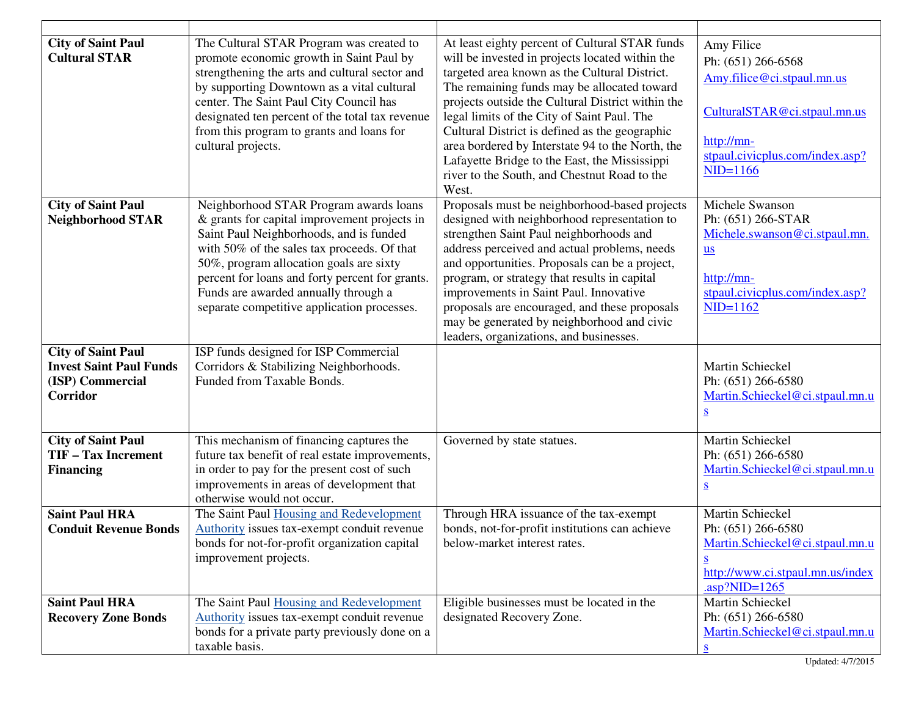| | | | |
|---|---|---|---|
| **City of Saint Paul Cultural STAR** | The Cultural STAR Program was created to promote economic growth in Saint Paul by strengthening the arts and cultural sector and by supporting Downtown as a vital cultural center. The Saint Paul City Council has designated ten percent of the total tax revenue from this program to grants and loans for cultural projects. | At least eighty percent of Cultural STAR funds will be invested in projects located within the targeted area known as the Cultural District. The remaining funds may be allocated toward projects outside the Cultural District within the legal limits of the City of Saint Paul. The Cultural District is defined as the geographic area bordered by Interstate 94 to the North, the Lafayette Bridge to the East, the Mississippi river to the South, and Chestnut Road to the West. | Amy Filice<br>Ph: (651) 266-6568<br>Amy.filice@ci.stpaul.mn.us<br><br>CulturalSTAR@ci.stpaul.mn.us<br><br>http://mn-stpaul.civicplus.com/index.asp?NID=1166 |
| **City of Saint Paul Neighborhood STAR** | Neighborhood STAR Program awards loans & grants for capital improvement projects in Saint Paul Neighborhoods, and is funded with 50% of the sales tax proceeds. Of that 50%, program allocation goals are sixty percent for loans and forty percent for grants. Funds are awarded annually through a separate competitive application processes. | Proposals must be neighborhood-based projects designed with neighborhood representation to strengthen Saint Paul neighborhoods and address perceived and actual problems, needs and opportunities. Proposals can be a project, program, or strategy that results in capital improvements in Saint Paul. Innovative proposals are encouraged, and these proposals may be generated by neighborhood and civic leaders, organizations, and businesses. | Michele Swanson<br>Ph: (651) 266-STAR<br>Michele.swanson@ci.stpaul.mn.us<br><br>http://mn-stpaul.civicplus.com/index.asp?NID=1162 |
| **City of Saint Paul Invest Saint Paul Funds (ISP) Commercial Corridor** | ISP funds designed for ISP Commercial Corridors & Stabilizing Neighborhoods. Funded from Taxable Bonds. | | Martin Schieckel<br>Ph: (651) 266-6580<br>Martin.Schieckel@ci.stpaul.mn.us |
| **City of Saint Paul TIF – Tax Increment Financing** | This mechanism of financing captures the future tax benefit of real estate improvements, in order to pay for the present cost of such improvements in areas of development that otherwise would not occur. | Governed by state statues. | Martin Schieckel<br>Ph: (651) 266-6580<br>Martin.Schieckel@ci.stpaul.mn.us |
| **Saint Paul HRA Conduit Revenue Bonds** | The Saint Paul Housing and Redevelopment Authority issues tax-exempt conduit revenue bonds for not-for-profit organization capital improvement projects. | Through HRA issuance of the tax-exempt bonds, not-for-profit institutions can achieve below-market interest rates. | Martin Schieckel<br>Ph: (651) 266-6580<br>Martin.Schieckel@ci.stpaul.mn.us<br>http://www.ci.stpaul.mn.us/index.asp?NID=1265 |
| **Saint Paul HRA Recovery Zone Bonds** | The Saint Paul Housing and Redevelopment Authority issues tax-exempt conduit revenue bonds for a private party previously done on a taxable basis. | Eligible businesses must be located in the designated Recovery Zone. | Martin Schieckel<br>Ph: (651) 266-6580<br>Martin.Schieckel@ci.stpaul.mn.us |

Updated: 4/7/2015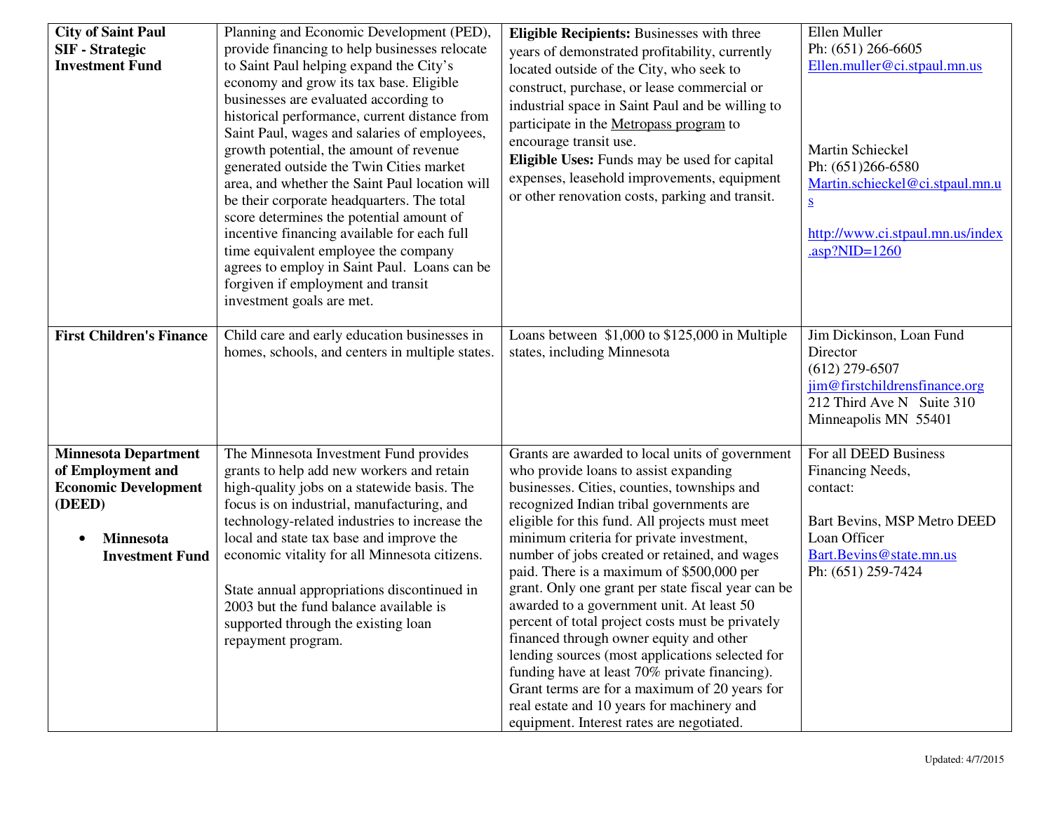| | | | |
|---|---|---|---|
| **City of Saint Paul SIF - Strategic Investment Fund** | Planning and Economic Development (PED), provide financing to help businesses relocate to Saint Paul helping expand the City's economy and grow its tax base. Eligible businesses are evaluated according to historical performance, current distance from Saint Paul, wages and salaries of employees, growth potential, the amount of revenue generated outside the Twin Cities market area, and whether the Saint Paul location will be their corporate headquarters. The total score determines the potential amount of incentive financing available for each full time equivalent employee the company agrees to employ in Saint Paul. Loans can be forgiven if employment and transit investment goals are met. | **Eligible Recipients:** Businesses with three years of demonstrated profitability, currently located outside of the City, who seek to construct, purchase, or lease commercial or industrial space in Saint Paul and be willing to participate in the Metropass program to encourage transit use.<br>**Eligible Uses:** Funds may be used for capital expenses, leasehold improvements, equipment or other renovation costs, parking and transit. | Ellen Muller<br>Ph: (651) 266-6605<br>Ellen.muller@ci.stpaul.mn.us<br><br>Martin Schieckel<br>Ph: (651)266-6580<br>Martin.schieckel@ci.stpaul.mn.us<br><br>http://www.ci.stpaul.mn.us/index.asp?NID=1260 |
| **First Children's Finance** | Child care and early education businesses in homes, schools, and centers in multiple states. | Loans between $1,000 to $125,000 in Multiple states, including Minnesota | Jim Dickinson, Loan Fund Director<br>(612) 279-6507<br>jim@firstchildrensfinance.org<br>212 Third Ave N Suite 310<br>Minneapolis MN 55401 |
| **Minnesota Department of Employment and Economic Development (DEED)**<br>• **Minnesota Investment Fund** | The Minnesota Investment Fund provides grants to help add new workers and retain high-quality jobs on a statewide basis. The focus is on industrial, manufacturing, and technology-related industries to increase the local and state tax base and improve the economic vitality for all Minnesota citizens.<br><br>State annual appropriations discontinued in 2003 but the fund balance available is supported through the existing loan repayment program. | Grants are awarded to local units of government who provide loans to assist expanding businesses. Cities, counties, townships and recognized Indian tribal governments are eligible for this fund. All projects must meet minimum criteria for private investment, number of jobs created or retained, and wages paid. There is a maximum of $500,000 per grant. Only one grant per state fiscal year can be awarded to a government unit. At least 50 percent of total project costs must be privately financed through owner equity and other lending sources (most applications selected for funding have at least 70% private financing). Grant terms are for a maximum of 20 years for real estate and 10 years for machinery and equipment. Interest rates are negotiated. | For all DEED Business Financing Needs, contact:<br><br>Bart Bevins, MSP Metro DEED Loan Officer<br>Bart.Bevins@state.mn.us<br>Ph: (651) 259-7424 |

Updated: 4/7/2015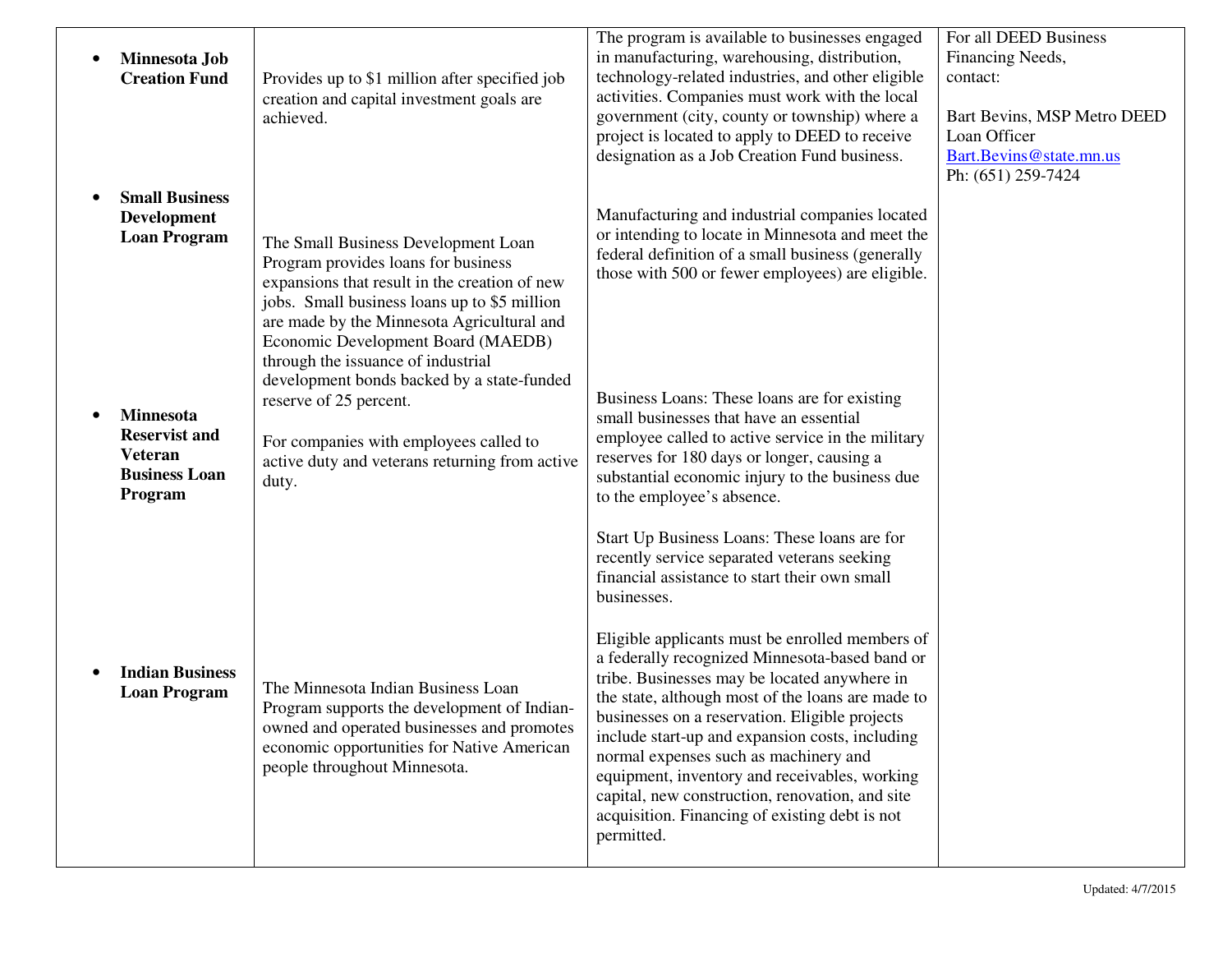| | | | |
|---|---|---|---|
| • **Minnesota Job Creation Fund** | Provides up to $1 million after specified job creation and capital investment goals are achieved. | The program is available to businesses engaged in manufacturing, warehousing, distribution, technology-related industries, and other eligible activities. Companies must work with the local government (city, county or township) where a project is located to apply to DEED to receive designation as a Job Creation Fund business. | For all DEED Business Financing Needs, contact:<br><br>Bart Bevins, MSP Metro DEED Loan Officer<br>Bart.Bevins@state.mn.us<br>Ph: (651) 259-7424 |
| • **Small Business Development Loan Program** | The Small Business Development Loan Program provides loans for business expansions that result in the creation of new jobs. Small business loans up to $5 million are made by the Minnesota Agricultural and Economic Development Board (MAEDB) through the issuance of industrial development bonds backed by a state-funded reserve of 25 percent. | Manufacturing and industrial companies located or intending to locate in Minnesota and meet the federal definition of a small business (generally those with 500 or fewer employees) are eligible. | |
| • **Minnesota Reservist and Veteran Business Loan Program** | For companies with employees called to active duty and veterans returning from active duty. | Business Loans: These loans are for existing small businesses that have an essential employee called to active service in the military reserves for 180 days or longer, causing a substantial economic injury to the business due to the employee's absence.<br><br>Start Up Business Loans: These loans are for recently service separated veterans seeking financial assistance to start their own small businesses. | |
| • **Indian Business Loan Program** | The Minnesota Indian Business Loan Program supports the development of Indian-owned and operated businesses and promotes economic opportunities for Native American people throughout Minnesota. | Eligible applicants must be enrolled members of a federally recognized Minnesota-based band or tribe. Businesses may be located anywhere in the state, although most of the loans are made to businesses on a reservation. Eligible projects include start-up and expansion costs, including normal expenses such as machinery and equipment, inventory and receivables, working capital, new construction, renovation, and site acquisition. Financing of existing debt is not permitted. | |

Updated: 4/7/2015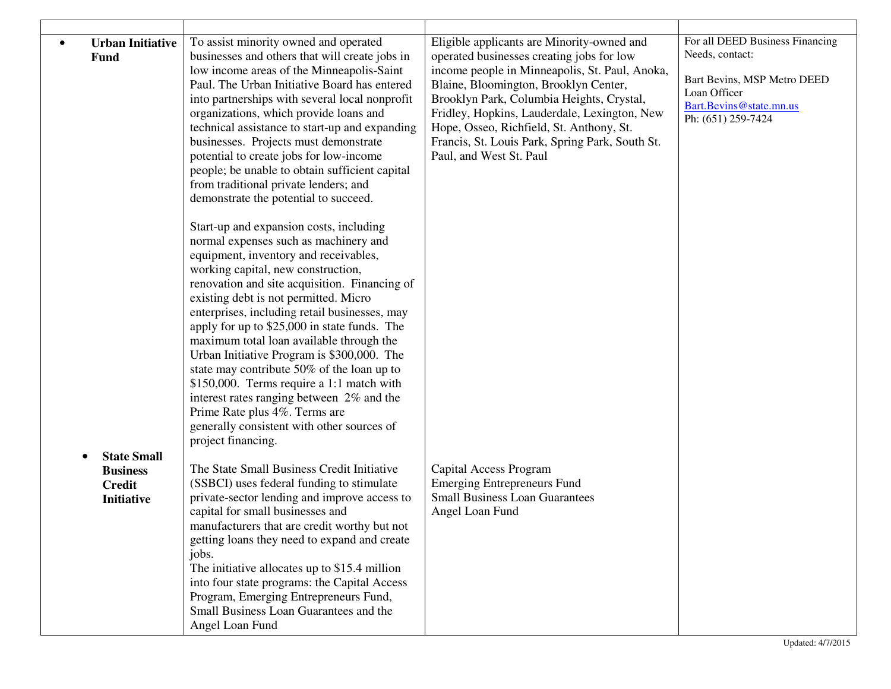| | | | |
|---|---|---|---|
| • **Urban Initiative Fund** | To assist minority owned and operated businesses and others that will create jobs in low income areas of the Minneapolis-Saint Paul. The Urban Initiative Board has entered into partnerships with several local nonprofit organizations, which provide loans and technical assistance to start-up and expanding businesses. Projects must demonstrate potential to create jobs for low-income people; be unable to obtain sufficient capital from traditional private lenders; and demonstrate the potential to succeed.<br><br>Start-up and expansion costs, including normal expenses such as machinery and equipment, inventory and receivables, working capital, new construction, renovation and site acquisition. Financing of existing debt is not permitted. Micro enterprises, including retail businesses, may apply for up to $25,000 in state funds. The maximum total loan available through the Urban Initiative Program is $300,000. The state may contribute 50% of the loan up to $150,000. Terms require a 1:1 match with interest rates ranging between 2% and the Prime Rate plus 4%. Terms are generally consistent with other sources of project financing. | Eligible applicants are Minority-owned and operated businesses creating jobs for low income people in Minneapolis, St. Paul, Anoka, Blaine, Bloomington, Brooklyn Center, Brooklyn Park, Columbia Heights, Crystal, Fridley, Hopkins, Lauderdale, Lexington, New Hope, Osseo, Richfield, St. Anthony, St. Francis, St. Louis Park, Spring Park, South St. Paul, and West St. Paul | For all DEED Business Financing Needs, contact:<br><br>Bart Bevins, MSP Metro DEED Loan Officer<br>Bart.Bevins@state.mn.us<br>Ph: (651) 259-7424 |
| • **State Small Business Credit Initiative** | The State Small Business Credit Initiative (SSBCI) uses federal funding to stimulate private-sector lending and improve access to capital for small businesses and manufacturers that are credit worthy but not getting loans they need to expand and create jobs.<br>The initiative allocates up to $15.4 million into four state programs: the Capital Access Program, Emerging Entrepreneurs Fund, Small Business Loan Guarantees and the Angel Loan Fund | Capital Access Program<br>Emerging Entrepreneurs Fund<br>Small Business Loan Guarantees<br>Angel Loan Fund | |

Updated: 4/7/2015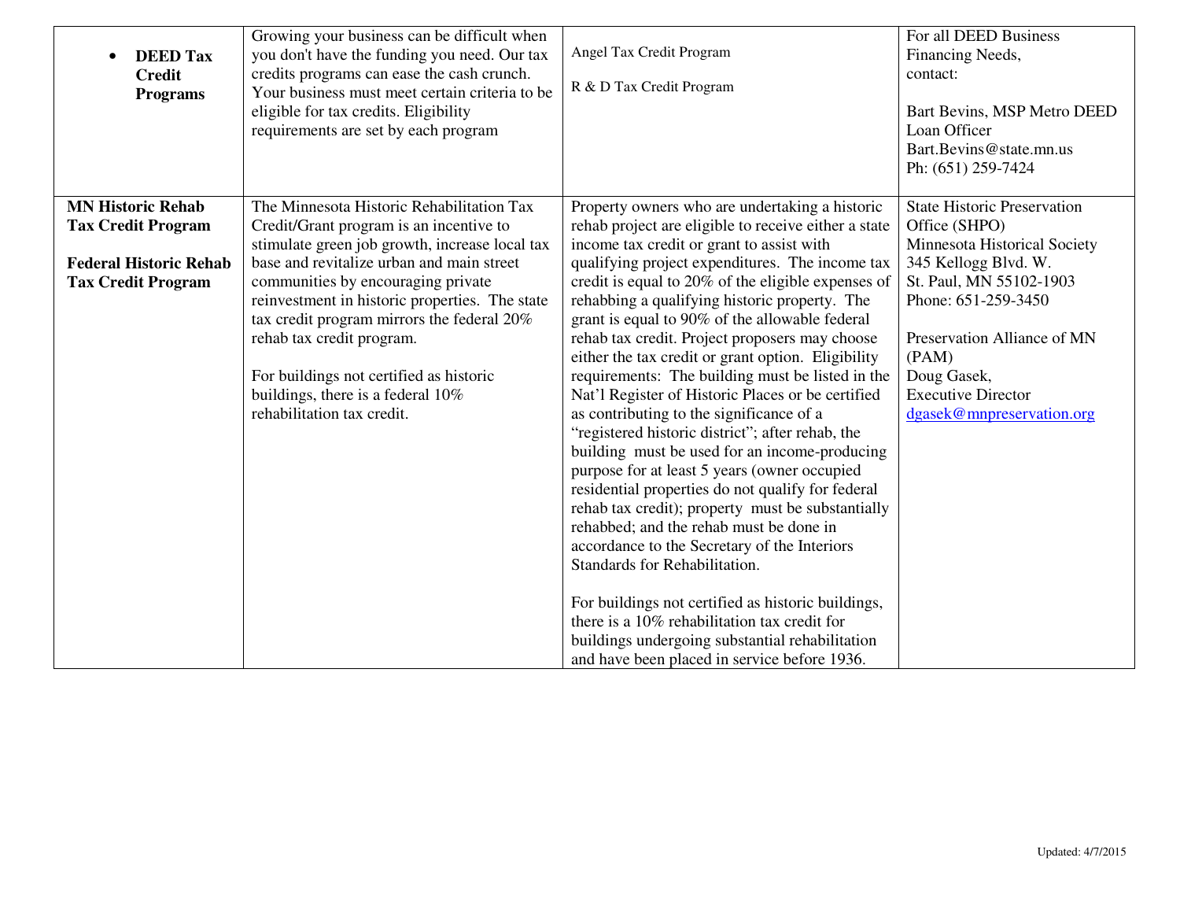| | | | |
|---|---|---|---|
| • **DEED Tax Credit Programs** | Growing your business can be difficult when you don't have the funding you need. Our tax credits programs can ease the cash crunch. Your business must meet certain criteria to be eligible for tax credits. Eligibility requirements are set by each program | Angel Tax Credit Program<br><br>R & D Tax Credit Program | For all DEED Business Financing Needs, contact:<br><br>Bart Bevins, MSP Metro DEED Loan Officer<br>Bart.Bevins@state.mn.us<br>Ph: (651) 259-7424 |
| **MN Historic Rehab Tax Credit Program**<br><br>**Federal Historic Rehab Tax Credit Program** | The Minnesota Historic Rehabilitation Tax Credit/Grant program is an incentive to stimulate green job growth, increase local tax base and revitalize urban and main street communities by encouraging private reinvestment in historic properties. The state tax credit program mirrors the federal 20% rehab tax credit program.<br><br>For buildings not certified as historic buildings, there is a federal 10% rehabilitation tax credit. | Property owners who are undertaking a historic rehab project are eligible to receive either a state income tax credit or grant to assist with qualifying project expenditures. The income tax credit is equal to 20% of the eligible expenses of rehabbing a qualifying historic property. The grant is equal to 90% of the allowable federal rehab tax credit. Project proposers may choose either the tax credit or grant option. Eligibility requirements: The building must be listed in the Nat'l Register of Historic Places or be certified as contributing to the significance of a "registered historic district"; after rehab, the building must be used for an income-producing purpose for at least 5 years (owner occupied residential properties do not qualify for federal rehab tax credit); property must be substantially rehabbed; and the rehab must be done in accordance to the Secretary of the Interiors Standards for Rehabilitation.<br><br>For buildings not certified as historic buildings, there is a 10% rehabilitation tax credit for buildings undergoing substantial rehabilitation and have been placed in service before 1936. | State Historic Preservation Office (SHPO)<br>Minnesota Historical Society<br>345 Kellogg Blvd. W.<br>St. Paul, MN 55102-1903<br>Phone: 651-259-3450<br><br>Preservation Alliance of MN (PAM)<br>Doug Gasek,<br>Executive Director<br>dgasek@mnpreservation.org |

Updated: 4/7/2015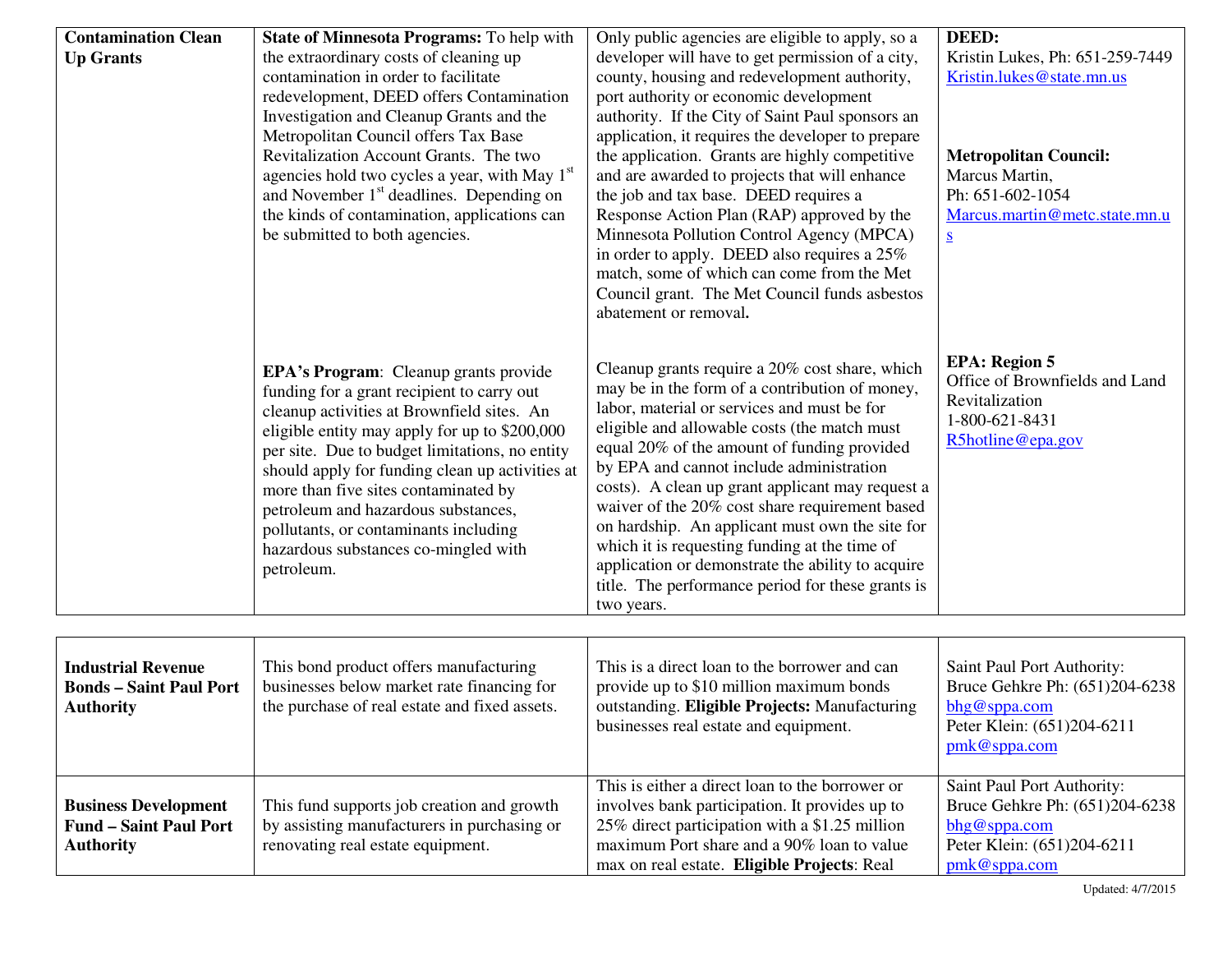| | | | |
|---|---|---|---|
| **Contamination Clean Up Grants** | **State of Minnesota Programs:** To help with the extraordinary costs of cleaning up contamination in order to facilitate redevelopment, DEED offers Contamination Investigation and Cleanup Grants and the Metropolitan Council offers Tax Base Revitalization Account Grants. The two agencies hold two cycles a year, with May 1st and November 1st deadlines. Depending on the kinds of contamination, applications can be submitted to both agencies. | Only public agencies are eligible to apply, so a developer will have to get permission of a city, county, housing and redevelopment authority, port authority or economic development authority. If the City of Saint Paul sponsors an application, it requires the developer to prepare the application. Grants are highly competitive and are awarded to projects that will enhance the job and tax base. DEED requires a Response Action Plan (RAP) approved by the Minnesota Pollution Control Agency (MPCA) in order to apply. DEED also requires a 25% match, some of which can come from the Met Council grant. The Met Council funds asbestos abatement or removal. | **DEED:** Kristin Lukes, Ph: 651-259-7449 Kristin.lukes@state.mn.us<br><br>**Metropolitan Council:** Marcus Martin, Ph: 651-602-1054 Marcus.martin@metc.state.mn.us |
| | **EPA's Program**: Cleanup grants provide funding for a grant recipient to carry out cleanup activities at Brownfield sites. An eligible entity may apply for up to $200,000 per site. Due to budget limitations, no entity should apply for funding clean up activities at more than five sites contaminated by petroleum and hazardous substances, pollutants, or contaminants including hazardous substances co-mingled with petroleum. | Cleanup grants require a 20% cost share, which may be in the form of a contribution of money, labor, material or services and must be for eligible and allowable costs (the match must equal 20% of the amount of funding provided by EPA and cannot include administration costs). A clean up grant applicant may request a waiver of the 20% cost share requirement based on hardship. An applicant must own the site for which it is requesting funding at the time of application or demonstrate the ability to acquire title. The performance period for these grants is two years. | **EPA: Region 5** Office of Brownfields and Land Revitalization 1-800-621-8431 R5hotline@epa.gov |

| | | | |
|---|---|---|---|
| **Industrial Revenue Bonds – Saint Paul Port Authority** | This bond product offers manufacturing businesses below market rate financing for the purchase of real estate and fixed assets. | This is a direct loan to the borrower and can provide up to $10 million maximum bonds outstanding. **Eligible Projects:** Manufacturing businesses real estate and equipment. | Saint Paul Port Authority: Bruce Gehkre Ph: (651)204-6238 bhg@sppa.com Peter Klein: (651)204-6211 pmk@sppa.com |
| **Business Development Fund – Saint Paul Port Authority** | This fund supports job creation and growth by assisting manufacturers in purchasing or renovating real estate equipment. | This is either a direct loan to the borrower or involves bank participation. It provides up to 25% direct participation with a $1.25 million maximum Port share and a 90% loan to value max on real estate. **Eligible Projects**: Real | Saint Paul Port Authority: Bruce Gehkre Ph: (651)204-6238 bhg@sppa.com Peter Klein: (651)204-6211 pmk@sppa.com |

Updated: 4/7/2015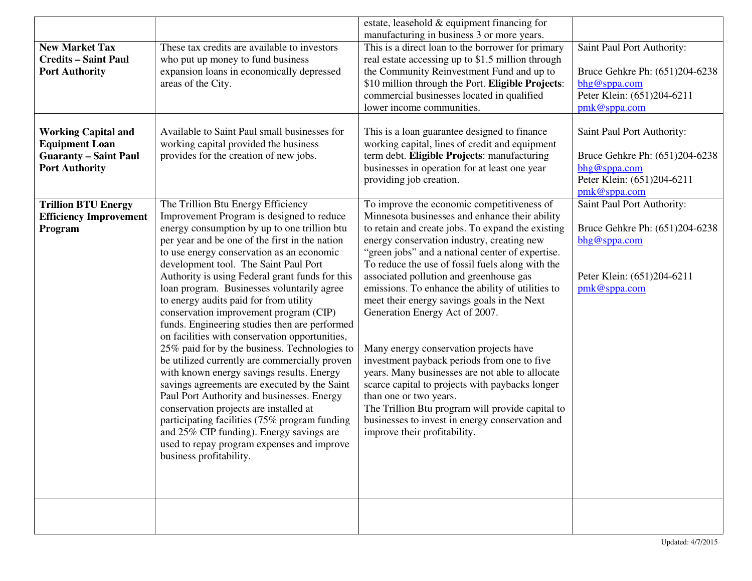| | | | |
|---|---|---|---|
| | | estate, leasehold & equipment financing for manufacturing in business 3 or more years. | |
| **New Market Tax Credits – Saint Paul Port Authority** | These tax credits are available to investors who put up money to fund business expansion loans in economically depressed areas of the City. | This is a direct loan to the borrower for primary real estate accessing up to $1.5 million through the Community Reinvestment Fund and up to $10 million through the Port. **Eligible Projects**: commercial businesses located in qualified lower income communities. | Saint Paul Port Authority:<br><br>Bruce Gehkre Ph: (651)204-6238<br>bhg@sppa.com<br>Peter Klein: (651)204-6211<br>pmk@sppa.com |
| **Working Capital and Equipment Loan Guaranty – Saint Paul Port Authority** | Available to Saint Paul small businesses for working capital provided the business provides for the creation of new jobs. | This is a loan guarantee designed to finance working capital, lines of credit and equipment term debt. **Eligible Projects**: manufacturing businesses in operation for at least one year providing job creation. | Saint Paul Port Authority:<br><br>Bruce Gehkre Ph: (651)204-6238<br>bhg@sppa.com<br>Peter Klein: (651)204-6211<br>pmk@sppa.com |
| **Trillion BTU Energy Efficiency Improvement Program** | The Trillion Btu Energy Efficiency Improvement Program is designed to reduce energy consumption by up to one trillion btu per year and be one of the first in the nation to use energy conservation as an economic development tool. The Saint Paul Port Authority is using Federal grant funds for this loan program. Businesses voluntarily agree to energy audits paid for from utility conservation improvement program (CIP) funds. Engineering studies then are performed on facilities with conservation opportunities, 25% paid for by the business. Technologies to be utilized currently are commercially proven with known energy savings results. Energy savings agreements are executed by the Saint Paul Port Authority and businesses. Energy conservation projects are installed at participating facilities (75% program funding and 25% CIP funding). Energy savings are used to repay program expenses and improve business profitability. | To improve the economic competitiveness of Minnesota businesses and enhance their ability to retain and create jobs. To expand the existing energy conservation industry, creating new "green jobs" and a national center of expertise. To reduce the use of fossil fuels along with the associated pollution and greenhouse gas emissions. To enhance the ability of utilities to meet their energy savings goals in the Next Generation Energy Act of 2007.<br><br>Many energy conservation projects have investment payback periods from one to five years. Many businesses are not able to allocate scarce capital to projects with paybacks longer than one or two years.<br>The Trillion Btu program will provide capital to businesses to invest in energy conservation and improve their profitability. | Saint Paul Port Authority:<br><br>Bruce Gehkre Ph: (651)204-6238<br>bhg@sppa.com<br><br>Peter Klein: (651)204-6211<br>pmk@sppa.com |
| | | | |

Updated: 4/7/2015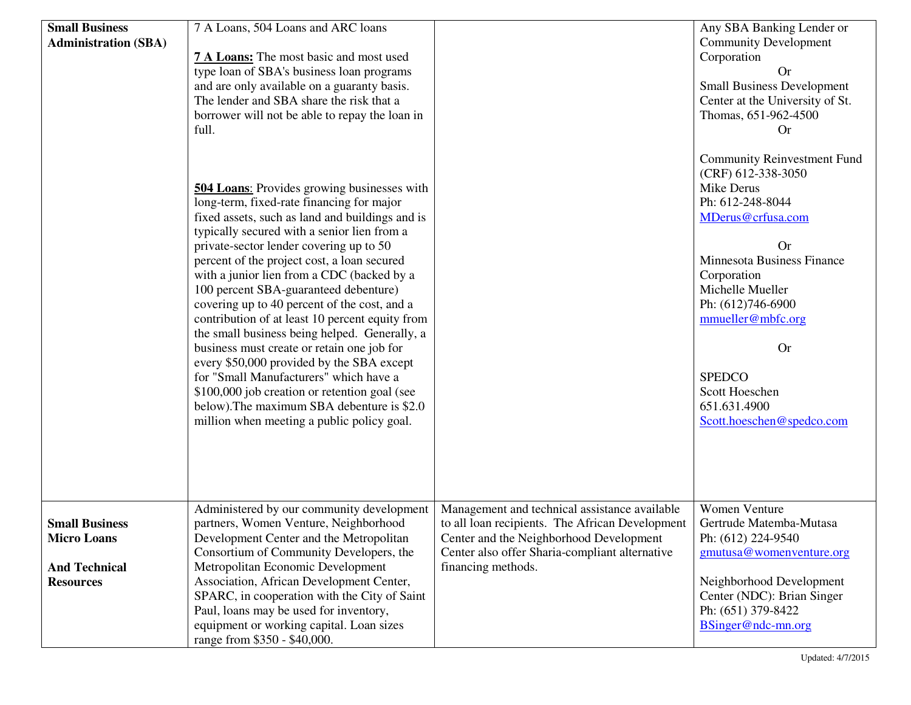| | | | |
|---|---|---|---|
| **Small Business Administration (SBA)** | 7 A Loans, 504 Loans and ARC loans<br><br>**7 A Loans:** The most basic and most used type loan of SBA's business loan programs and are only available on a guaranty basis. The lender and SBA share the risk that a borrower will not be able to repay the loan in full.<br><br>**504 Loans**: Provides growing businesses with long-term, fixed-rate financing for major fixed assets, such as land and buildings and is typically secured with a senior lien from a private-sector lender covering up to 50 percent of the project cost, a loan secured with a junior lien from a CDC (backed by a 100 percent SBA-guaranteed debenture) covering up to 40 percent of the cost, and a contribution of at least 10 percent equity from the small business being helped. Generally, a business must create or retain one job for every $50,000 provided by the SBA except for "Small Manufacturers" which have a $100,000 job creation or retention goal (see below).The maximum SBA debenture is $2.0 million when meeting a public policy goal. | | Any SBA Banking Lender or Community Development Corporation<br>Or<br>Small Business Development Center at the University of St. Thomas, 651-962-4500<br>Or<br><br>Community Reinvestment Fund (CRF) 612-338-3050<br>Mike Derus<br>Ph: 612-248-8044<br>MDerus@crfusa.com<br><br>Or<br>Minnesota Business Finance Corporation<br>Michelle Mueller<br>Ph: (612)746-6900<br>mmueller@mbfc.org<br><br>Or<br><br>SPEDCO<br>Scott Hoeschen<br>651.631.4900<br>Scott.hoeschen@spedco.com |
| **Small Business Micro Loans**<br><br>**And Technical Resources** | Administered by our community development partners, Women Venture, Neighborhood Development Center and the Metropolitan Consortium of Community Developers, the Metropolitan Economic Development Association, African Development Center, SPARC, in cooperation with the City of Saint Paul, loans may be used for inventory, equipment or working capital. Loan sizes range from $350 - $40,000. | Management and technical assistance available to all loan recipients. The African Development Center and the Neighborhood Development Center also offer Sharia-compliant alternative financing methods. | Women Venture<br>Gertrude Matemba-Mutasa<br>Ph: (612) 224-9540<br>gmutusa@womenventure.org<br><br>Neighborhood Development Center (NDC): Brian Singer<br>Ph: (651) 379-8422<br>BSinger@ndc-mn.org |

Updated: 4/7/2015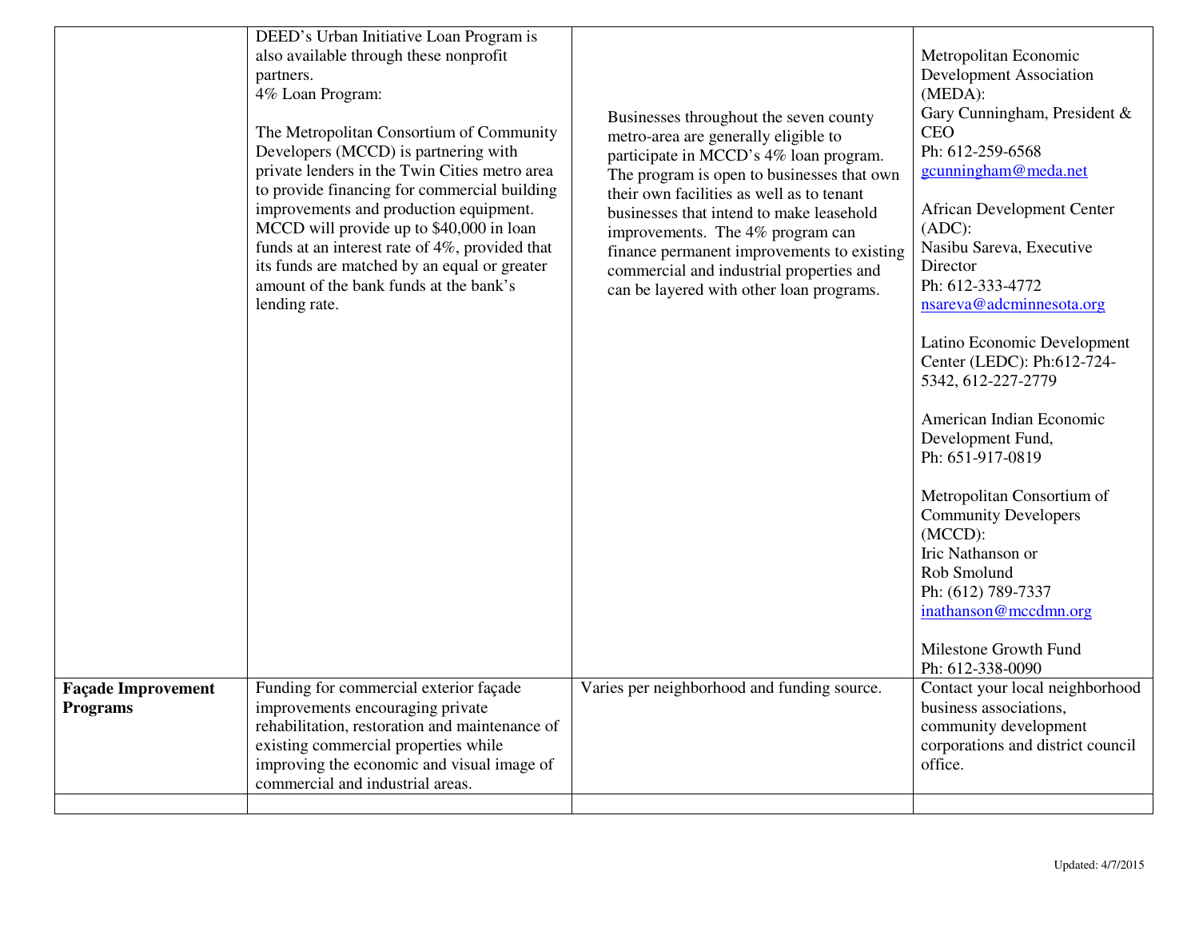| | | | |
|---|---|---|---|
| | DEED's Urban Initiative Loan Program is also available through these nonprofit partners.<br>4% Loan Program:<br><br>The Metropolitan Consortium of Community Developers (MCCD) is partnering with private lenders in the Twin Cities metro area to provide financing for commercial building improvements and production equipment. MCCD will provide up to $40,000 in loan funds at an interest rate of 4%, provided that its funds are matched by an equal or greater amount of the bank funds at the bank's lending rate. | Businesses throughout the seven county metro-area are generally eligible to participate in MCCD's 4% loan program. The program is open to businesses that own their own facilities as well as to tenant businesses that intend to make leasehold improvements. The 4% program can finance permanent improvements to existing commercial and industrial properties and can be layered with other loan programs. | Metropolitan Economic Development Association (MEDA):<br>Gary Cunningham, President & CEO<br>Ph: 612-259-6568<br>gcunningham@meda.net<br><br>African Development Center (ADC):<br>Nasibu Sareva, Executive Director<br>Ph: 612-333-4772<br>nsareva@adcminnesota.org<br><br>Latino Economic Development Center (LEDC): Ph:612-724-5342, 612-227-2779<br><br>American Indian Economic Development Fund,<br>Ph: 651-917-0819<br><br>Metropolitan Consortium of Community Developers (MCCD):<br>Iric Nathanson or<br>Rob Smolund<br>Ph: (612) 789-7337<br>inathanson@mccdmn.org<br><br>Milestone Growth Fund<br>Ph: 612-338-0090 |
| **Façade Improvement Programs** | Funding for commercial exterior façade improvements encouraging private rehabilitation, restoration and maintenance of existing commercial properties while improving the economic and visual image of commercial and industrial areas. | Varies per neighborhood and funding source. | Contact your local neighborhood business associations, community development corporations and district council office. |
| | | | |

Updated: 4/7/2015